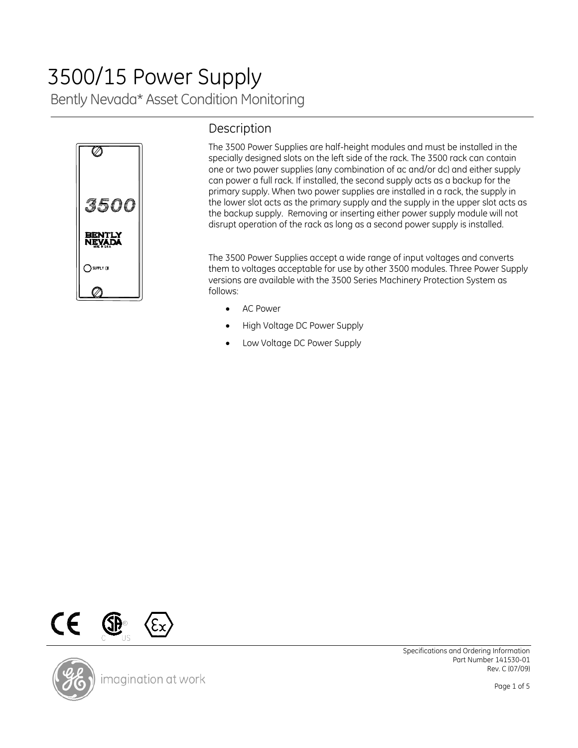# 3500/15 Power Supply

Bently Nevada* Asset Condition Monitoring

## Description

The 3500 Power Supplies are half-height modules and must be installed in the specially designed slots on the left side of the rack. The 3500 rack can contain one or two power supplies (any combination of ac and/or dc) and either supply can power a full rack. If installed, the second supply acts as a backup for the primary supply. When two power supplies are installed in a rack, the supply in the lower slot acts as the primary supply and the supply in the upper slot acts as the backup supply. Removing or inserting either power supply module will not disrupt operation of the rack as long as a second power supply is installed.

The 3500 Power Supplies accept a wide range of input voltages and converts them to voltages acceptable for use by other 3500 modules. Three Power Supply versions are available with the 3500 Series Machinery Protection System as follows:

- AC Power
- High Voltage DC Power Supply
- Low Voltage DC Power Supply

Specifications and Ordering Information
Part Number 141530-01
Rev. C (07/09)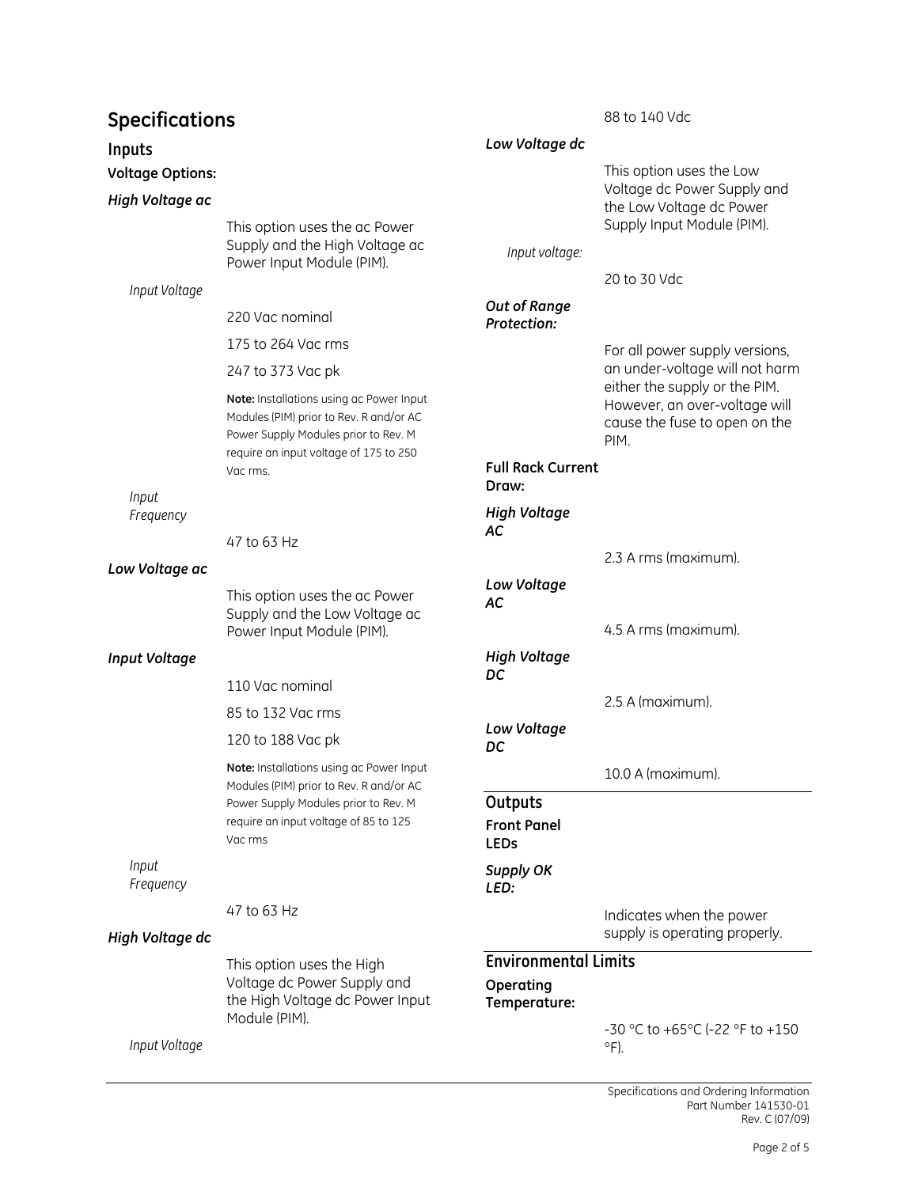# Specifications

## Inputs

### Voltage Options:

***High Voltage ac***

This option uses the ac Power Supply and the High Voltage ac Power Input Module (PIM).

*Input Voltage*

220 Vac nominal

175 to 264 Vac rms

247 to 373 Vac pk

**Note:** Installations using ac Power Input Modules (PIM) prior to Rev. R and/or AC Power Supply Modules prior to Rev. M require an input voltage of 175 to 250 Vac rms.

*Input Frequency*

47 to 63 Hz

***Low Voltage ac***

This option uses the ac Power Supply and the Low Voltage ac Power Input Module (PIM).

***Input Voltage***

110 Vac nominal

85 to 132 Vac rms

120 to 188 Vac pk

**Note:** Installations using ac Power Input Modules (PIM) prior to Rev. R and/or AC Power Supply Modules prior to Rev. M require an input voltage of 85 to 125 Vac rms

*Input Frequency*

47 to 63 Hz

***High Voltage dc***

This option uses the High Voltage dc Power Supply and the High Voltage dc Power Input Module (PIM).

*Input Voltage*

88 to 140 Vdc

***Low Voltage dc***

This option uses the Low Voltage dc Power Supply and the Low Voltage dc Power Supply Input Module (PIM).

*Input voltage:*

20 to 30 Vdc

***Out of Range Protection:***

For all power supply versions, an under-voltage will not harm either the supply or the PIM. However, an over-voltage will cause the fuse to open on the PIM.

**Full Rack Current Draw:**

***High Voltage AC***

2.3 A rms (maximum).

***Low Voltage AC***

4.5 A rms (maximum).

***High Voltage DC***

2.5 A (maximum).

***Low Voltage DC***

10.0 A (maximum).

## Outputs

**Front Panel LEDs**

***Supply OK LED:***

Indicates when the power supply is operating properly.

## Environmental Limits

**Operating Temperature:**

-30 °C to +65°C (-22 °F to +150 °F).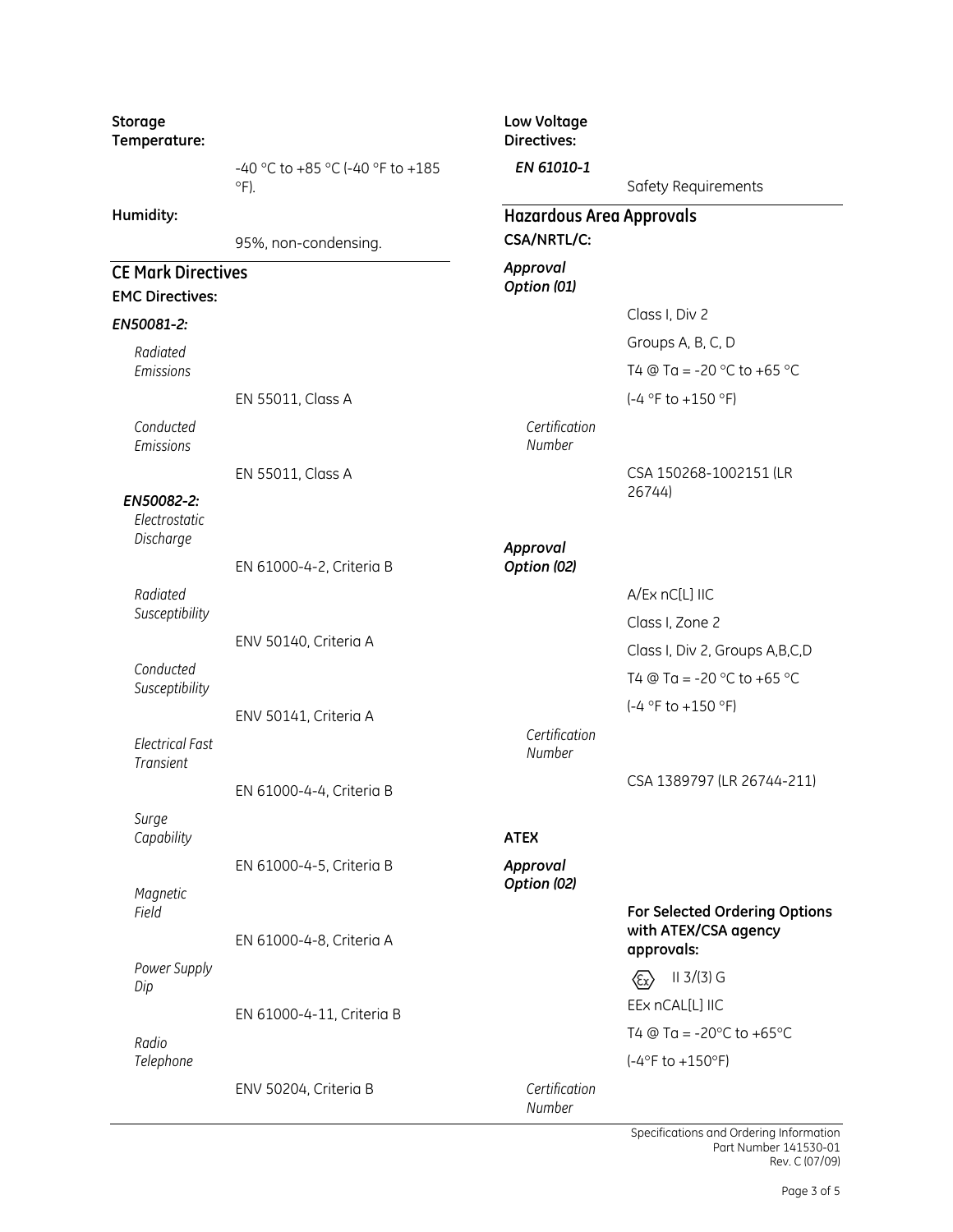**Storage Temperature:**

-40 °C to +85 °C (-40 °F to +185 °F).

**Humidity:**

95%, non-condensing.

## CE Mark Directives

**EMC Directives:**

***EN50081-2:***

*Radiated Emissions*

EN 55011, Class A

*Conducted Emissions*

EN 55011, Class A

***EN50082-2:***

*Electrostatic Discharge*

EN 61000-4-2, Criteria B

*Radiated Susceptibility*

ENV 50140, Criteria A

*Conducted Susceptibility*

ENV 50141, Criteria A

*Electrical Fast Transient*

EN 61000-4-4, Criteria B

*Surge Capability*

EN 61000-4-5, Criteria B

*Magnetic Field*

EN 61000-4-8, Criteria A

*Power Supply Dip*

EN 61000-4-11, Criteria B

*Radio Telephone*

ENV 50204, Criteria B

**Low Voltage Directives:**

***EN 61010-1***

Safety Requirements

## Hazardous Area Approvals

**CSA/NRTL/C:**

***Approval Option (01)***

Class I, Div 2

Groups A, B, C, D

T4 @ Ta = -20 °C to +65 °C

(-4 °F to +150 °F)

*Certification Number*

CSA 150268-1002151 (LR 26744)

***Approval Option (02)***

A/Ex nC[L] IIC

Class I, Zone 2

Class I, Div 2, Groups A,B,C,D

T4 @ Ta = -20 °C to +65 °C

(-4 °F to +150 °F)

*Certification Number*

CSA 1389797 (LR 26744-211)

**ATEX**

***Approval Option (02)***

**For Selected Ordering Options with ATEX/CSA agency approvals:**

Ex II 3/(3) G

EEx nCAL[L] IIC

T4 @ Ta = -20°C to +65°C

(-4°F to +150°F)

*Certification Number*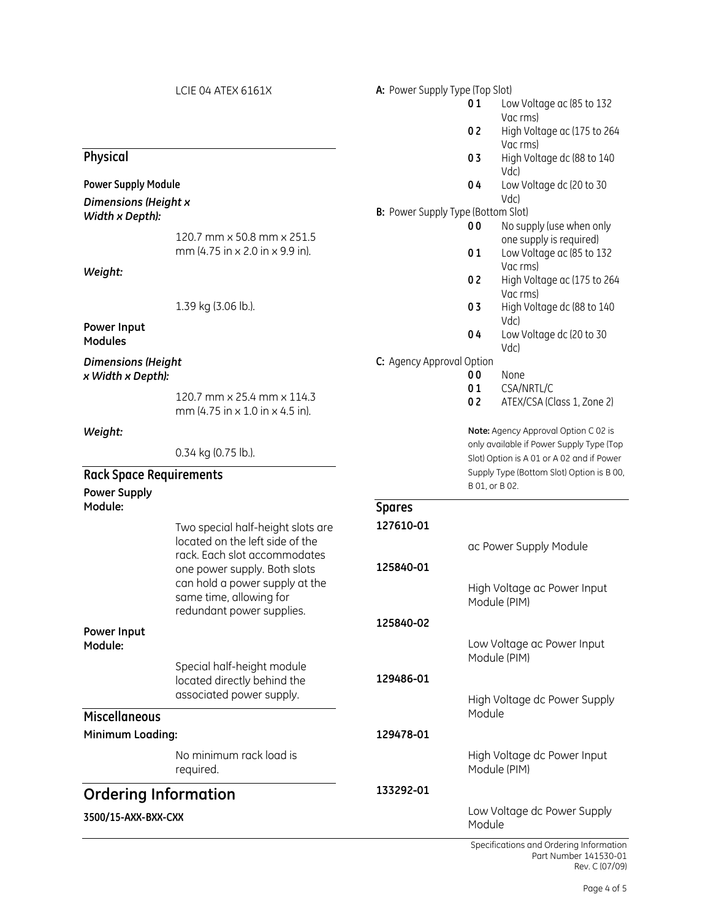LCIE 04 ATEX 6161X

## Physical

**Power Supply Module**

***Dimensions (Height x Width x Depth):***

120.7 mm x 50.8 mm x 251.5 mm (4.75 in x 2.0 in x 9.9 in).

***Weight:***

1.39 kg (3.06 lb.).

**Power Input Modules**

***Dimensions (Height x Width x Depth):***

120.7 mm x 25.4 mm x 114.3 mm (4.75 in x 1.0 in x 4.5 in).

***Weight:***

0.34 kg (0.75 lb.).

## Rack Space Requirements

**Power Supply Module:**

Two special half-height slots are located on the left side of the rack. Each slot accommodates one power supply. Both slots can hold a power supply at the same time, allowing for redundant power supplies.

**Power Input Module:**

Special half-height module located directly behind the associated power supply.

## Miscellaneous

**Minimum Loading:**

No minimum rack load is required.

# Ordering Information

**3500/15-AXX-BXX-CXX**

**A:** Power Supply Type (Top Slot)

| | |
|---|---|
| 0 1 | Low Voltage ac (85 to 132 Vac rms) |
| 0 2 | High Voltage ac (175 to 264 Vac rms) |
| 0 3 | High Voltage dc (88 to 140 Vdc) |
| 0 4 | Low Voltage dc (20 to 30 Vdc) |

**B:** Power Supply Type (Bottom Slot)

| | |
|---|---|
| 0 0 | No supply (use when only one supply is required) |
| 0 1 | Low Voltage ac (85 to 132 Vac rms) |
| 0 2 | High Voltage ac (175 to 264 Vac rms) |
| 0 3 | High Voltage dc (88 to 140 Vdc) |
| 0 4 | Low Voltage dc (20 to 30 Vdc) |

**C:** Agency Approval Option

| | |
|---|---|
| 0 0 | None |
| 0 1 | CSA/NRTL/C |
| 0 2 | ATEX/CSA (Class 1, Zone 2) |

**Note:** Agency Approval Option C 02 is only available if Power Supply Type (Top Slot) Option is A 01 or A 02 and if Power Supply Type (Bottom Slot) Option is B 00, B 01, or B 02.

## Spares

**127610-01**

ac Power Supply Module

**125840-01**

High Voltage ac Power Input Module (PIM)

**125840-02**

Low Voltage ac Power Input Module (PIM)

**129486-01**

High Voltage dc Power Supply Module

**129478-01**

High Voltage dc Power Input Module (PIM)

**133292-01**

Low Voltage dc Power Supply Module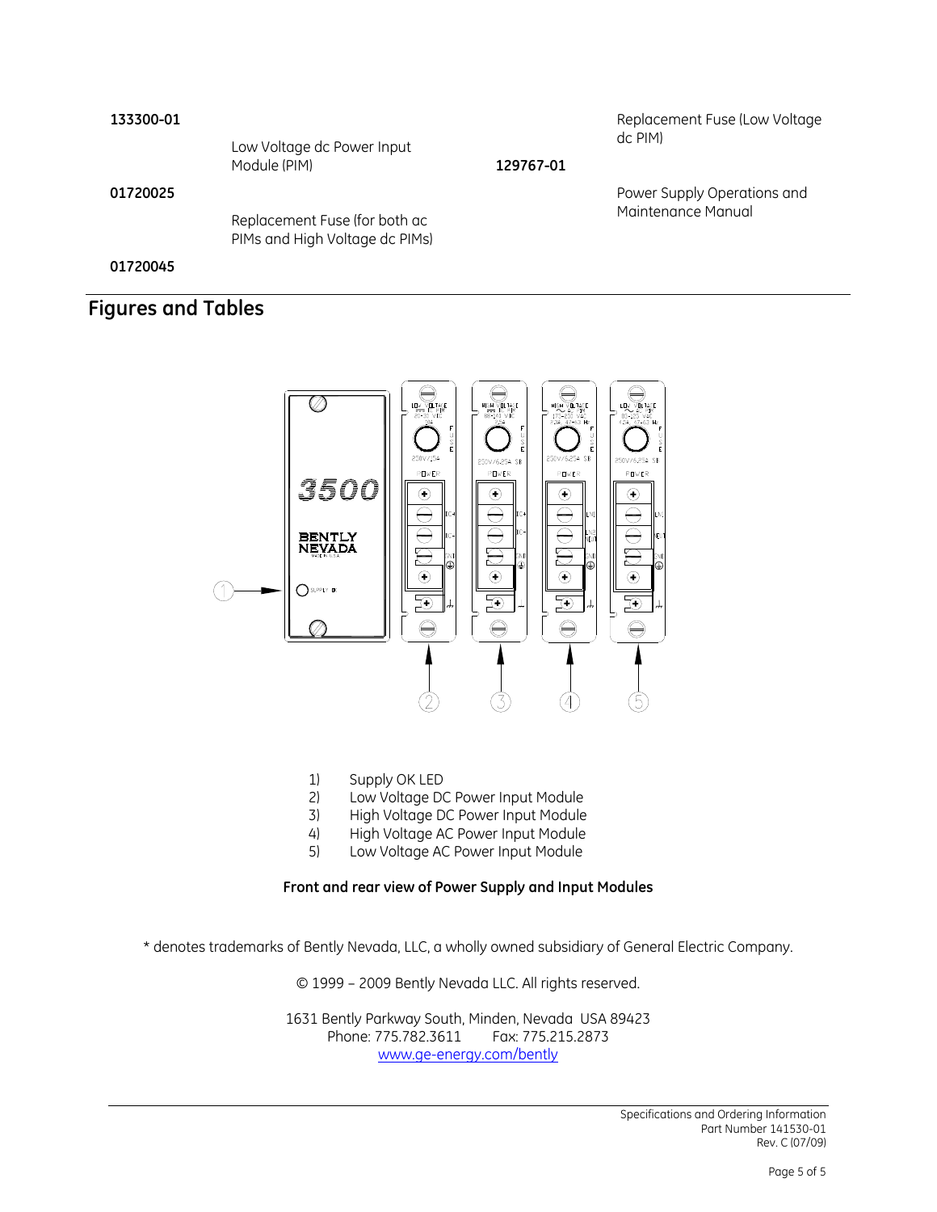| | |
|---|---|
| **133300-01** | Low Voltage dc Power Input Module (PIM) |
| **01720025** | Replacement Fuse (for both ac PIMs and High Voltage dc PIMs) |
| **01720045** | Replacement Fuse (Low Voltage dc PIM) |
| **129767-01** | Power Supply Operations and Maintenance Manual |

## Figures and Tables

1) Supply OK LED
2) Low Voltage DC Power Input Module
3) High Voltage DC Power Input Module
4) High Voltage AC Power Input Module
5) Low Voltage AC Power Input Module

**Front and rear view of Power Supply and Input Modules**

* denotes trademarks of Bently Nevada, LLC, a wholly owned subsidiary of General Electric Company.

© 1999 – 2009 Bently Nevada LLC. All rights reserved.

1631 Bently Parkway South, Minden, Nevada USA 89423
Phone: 775.782.3611 Fax: 775.215.2873
[www.ge-energy.com/bently](http://www.ge-energy.com/bently)

Specifications and Ordering Information
Part Number 141530-01
Rev. C (07/09)